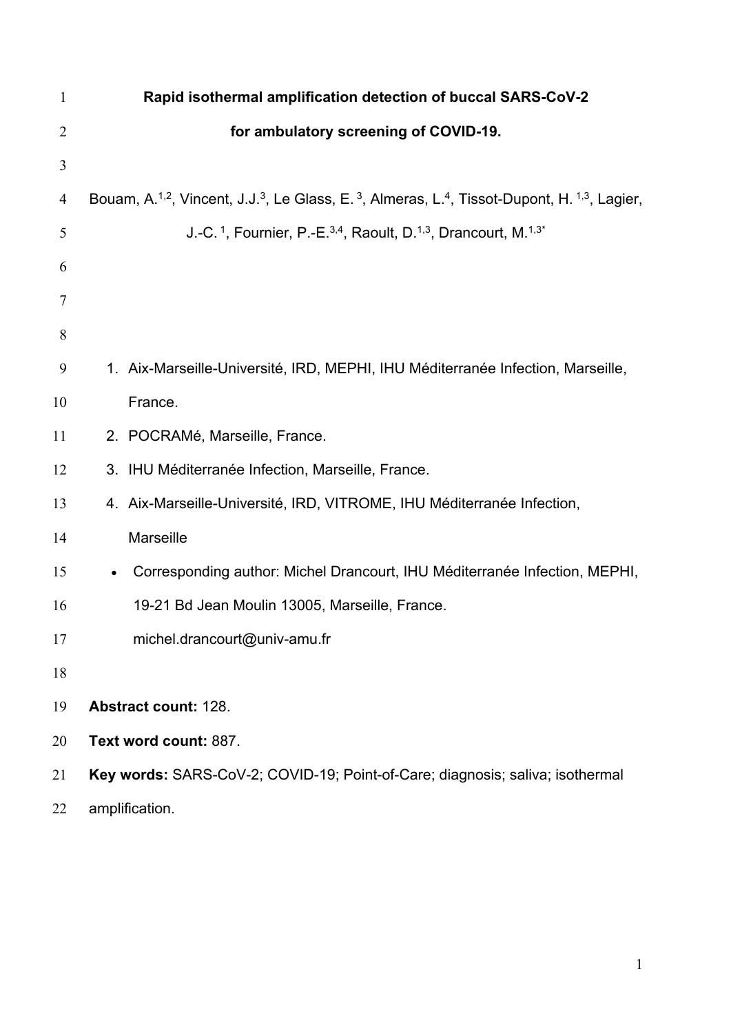# Rapid isothermal amplification detection of buccal SARS-CoV-2 for ambulatory screening of COVID-19.

Bouam, A.[1,2], Vincent, J.J.[3], Le Glass, E. [3], Almeras, L.[4], Tissot-Dupont, H. [1,3], Lagier, J.-C. [1], Fournier, P.-E.[3,4], Raoult, D.[1,3], Drancourt, M.[1,3*]

1. Aix-Marseille-Université, IRD, MEPHI, IHU Méditerranée Infection, Marseille, France.
2. POCRAMé, Marseille, France.
3. IHU Méditerranée Infection, Marseille, France.
4. Aix-Marseille-Université, IRD, VITROME, IHU Méditerranée Infection, Marseille

- Corresponding author: Michel Drancourt, IHU Méditerranée Infection, MEPHI, 19-21 Bd Jean Moulin 13005, Marseille, France. michel.drancourt@univ-amu.fr

**Abstract count:** 128.

**Text word count:** 887.

**Key words:** SARS-CoV-2; COVID-19; Point-of-Care; diagnosis; saliva; isothermal amplification.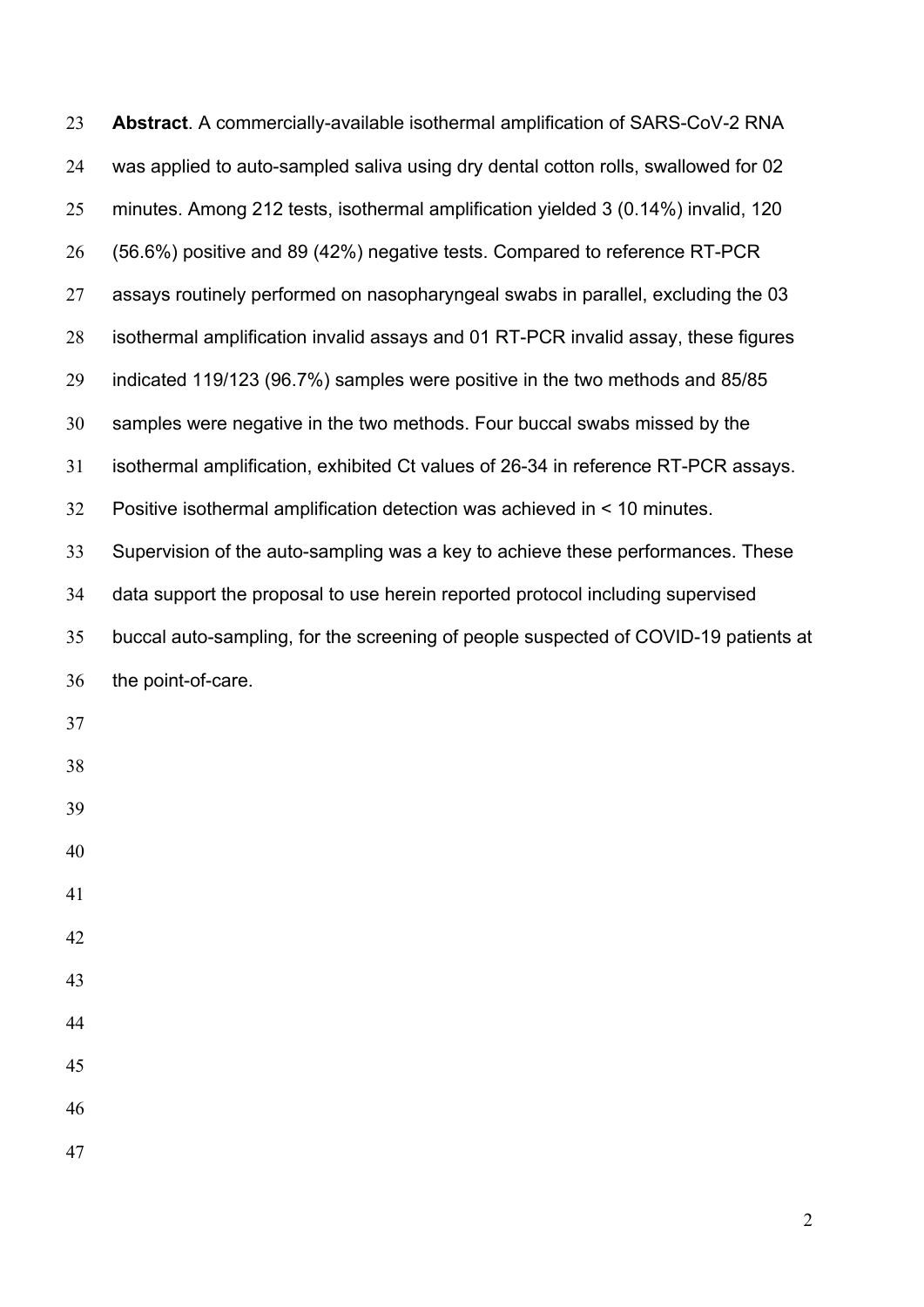**Abstract**. A commercially-available isothermal amplification of SARS-CoV-2 RNA was applied to auto-sampled saliva using dry dental cotton rolls, swallowed for 02 minutes. Among 212 tests, isothermal amplification yielded 3 (0.14%) invalid, 120 (56.6%) positive and 89 (42%) negative tests. Compared to reference RT-PCR assays routinely performed on nasopharyngeal swabs in parallel, excluding the 03 isothermal amplification invalid assays and 01 RT-PCR invalid assay, these figures indicated 119/123 (96.7%) samples were positive in the two methods and 85/85 samples were negative in the two methods. Four buccal swabs missed by the isothermal amplification, exhibited Ct values of 26-34 in reference RT-PCR assays. Positive isothermal amplification detection was achieved in < 10 minutes. Supervision of the auto-sampling was a key to achieve these performances. These data support the proposal to use herein reported protocol including supervised buccal auto-sampling, for the screening of people suspected of COVID-19 patients at the point-of-care.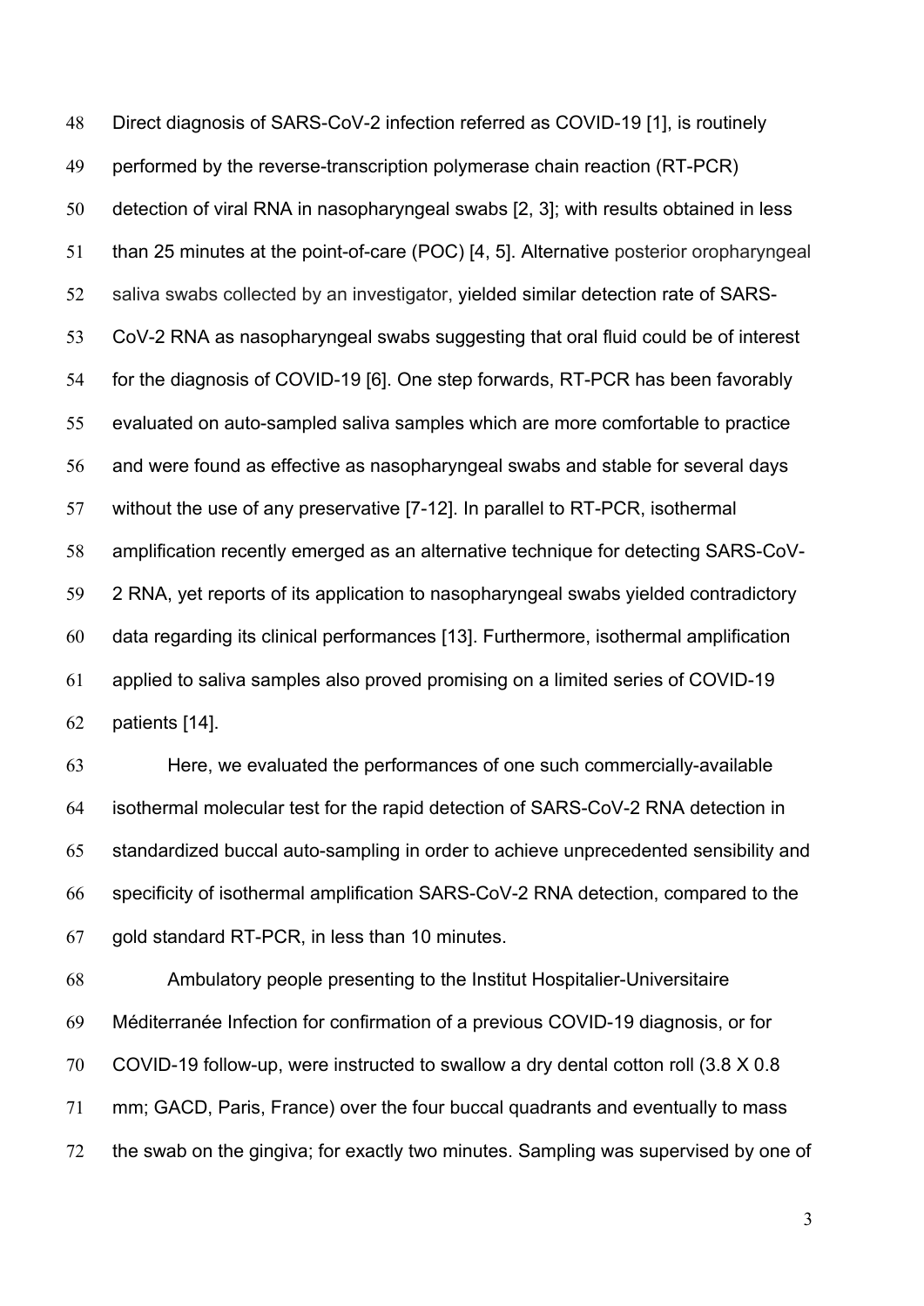Direct diagnosis of SARS-CoV-2 infection referred as COVID-19 [1], is routinely performed by the reverse-transcription polymerase chain reaction (RT-PCR) detection of viral RNA in nasopharyngeal swabs [2, 3]; with results obtained in less than 25 minutes at the point-of-care (POC) [4, 5]. Alternative posterior oropharyngeal saliva swabs collected by an investigator, yielded similar detection rate of SARS-CoV-2 RNA as nasopharyngeal swabs suggesting that oral fluid could be of interest for the diagnosis of COVID-19 [6]. One step forwards, RT-PCR has been favorably evaluated on auto-sampled saliva samples which are more comfortable to practice and were found as effective as nasopharyngeal swabs and stable for several days without the use of any preservative [7-12]. In parallel to RT-PCR, isothermal amplification recently emerged as an alternative technique for detecting SARS-CoV-2 RNA, yet reports of its application to nasopharyngeal swabs yielded contradictory data regarding its clinical performances [13]. Furthermore, isothermal amplification applied to saliva samples also proved promising on a limited series of COVID-19 patients [14].

Here, we evaluated the performances of one such commercially-available isothermal molecular test for the rapid detection of SARS-CoV-2 RNA detection in standardized buccal auto-sampling in order to achieve unprecedented sensibility and specificity of isothermal amplification SARS-CoV-2 RNA detection, compared to the gold standard RT-PCR, in less than 10 minutes.

Ambulatory people presenting to the Institut Hospitalier-Universitaire Méditerranée Infection for confirmation of a previous COVID-19 diagnosis, or for COVID-19 follow-up, were instructed to swallow a dry dental cotton roll (3.8 X 0.8 mm; GACD, Paris, France) over the four buccal quadrants and eventually to mass the swab on the gingiva; for exactly two minutes. Sampling was supervised by one of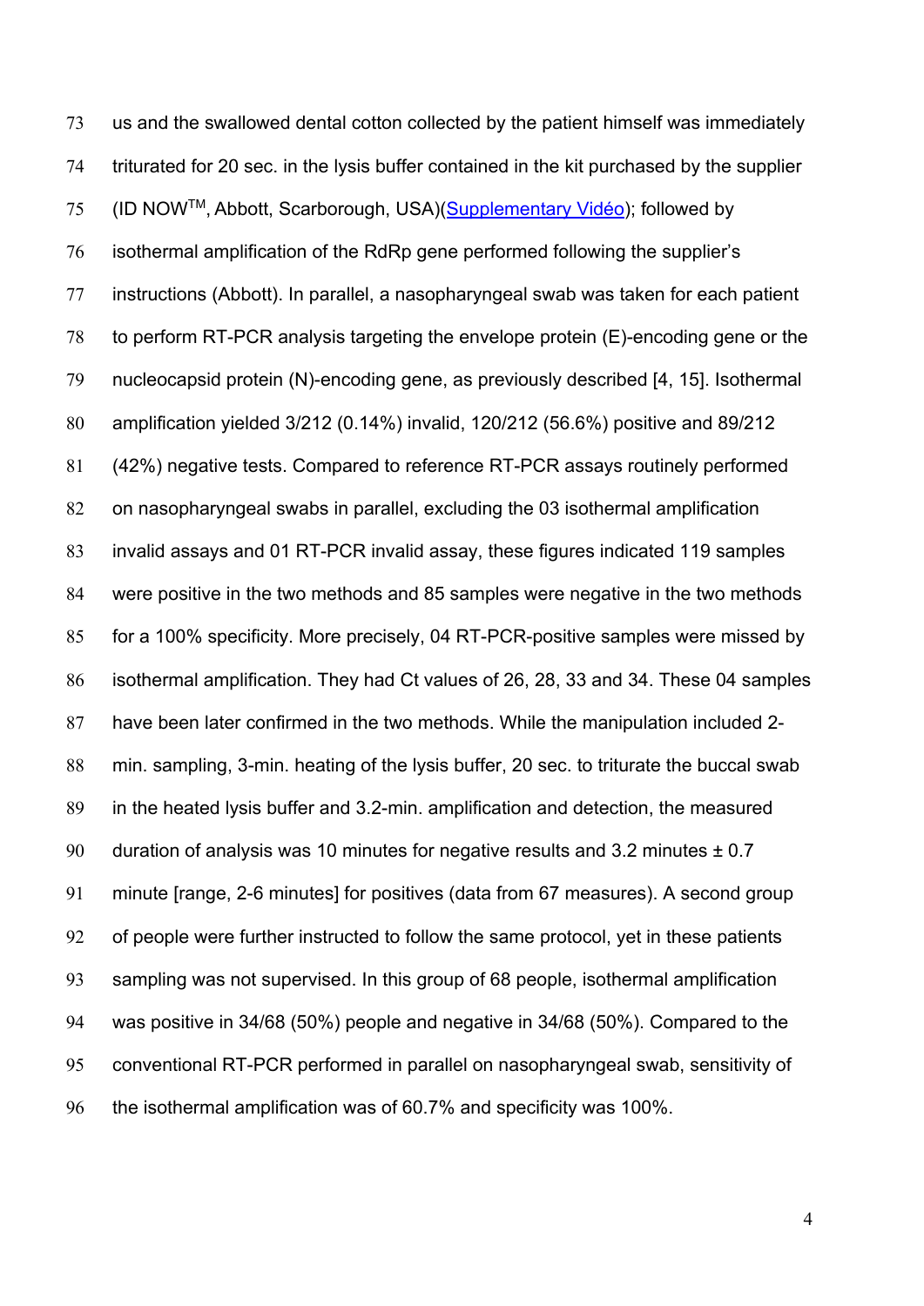us and the swallowed dental cotton collected by the patient himself was immediately triturated for 20 sec. in the lysis buffer contained in the kit purchased by the supplier (ID NOW$^{TM}$, Abbott, Scarborough, USA)(Supplementary Vidéo); followed by isothermal amplification of the RdRp gene performed following the supplier's instructions (Abbott). In parallel, a nasopharyngeal swab was taken for each patient to perform RT-PCR analysis targeting the envelope protein (E)-encoding gene or the nucleocapsid protein (N)-encoding gene, as previously described [4, 15]. Isothermal amplification yielded 3/212 (0.14%) invalid, 120/212 (56.6%) positive and 89/212 (42%) negative tests. Compared to reference RT-PCR assays routinely performed on nasopharyngeal swabs in parallel, excluding the 03 isothermal amplification invalid assays and 01 RT-PCR invalid assay, these figures indicated 119 samples were positive in the two methods and 85 samples were negative in the two methods for a 100% specificity. More precisely, 04 RT-PCR-positive samples were missed by isothermal amplification. They had Ct values of 26, 28, 33 and 34. These 04 samples have been later confirmed in the two methods. While the manipulation included 2-min. sampling, 3-min. heating of the lysis buffer, 20 sec. to triturate the buccal swab in the heated lysis buffer and 3.2-min. amplification and detection, the measured duration of analysis was 10 minutes for negative results and 3.2 minutes ± 0.7 minute [range, 2-6 minutes] for positives (data from 67 measures). A second group of people were further instructed to follow the same protocol, yet in these patients sampling was not supervised. In this group of 68 people, isothermal amplification was positive in 34/68 (50%) people and negative in 34/68 (50%). Compared to the conventional RT-PCR performed in parallel on nasopharyngeal swab, sensitivity of the isothermal amplification was of 60.7% and specificity was 100%.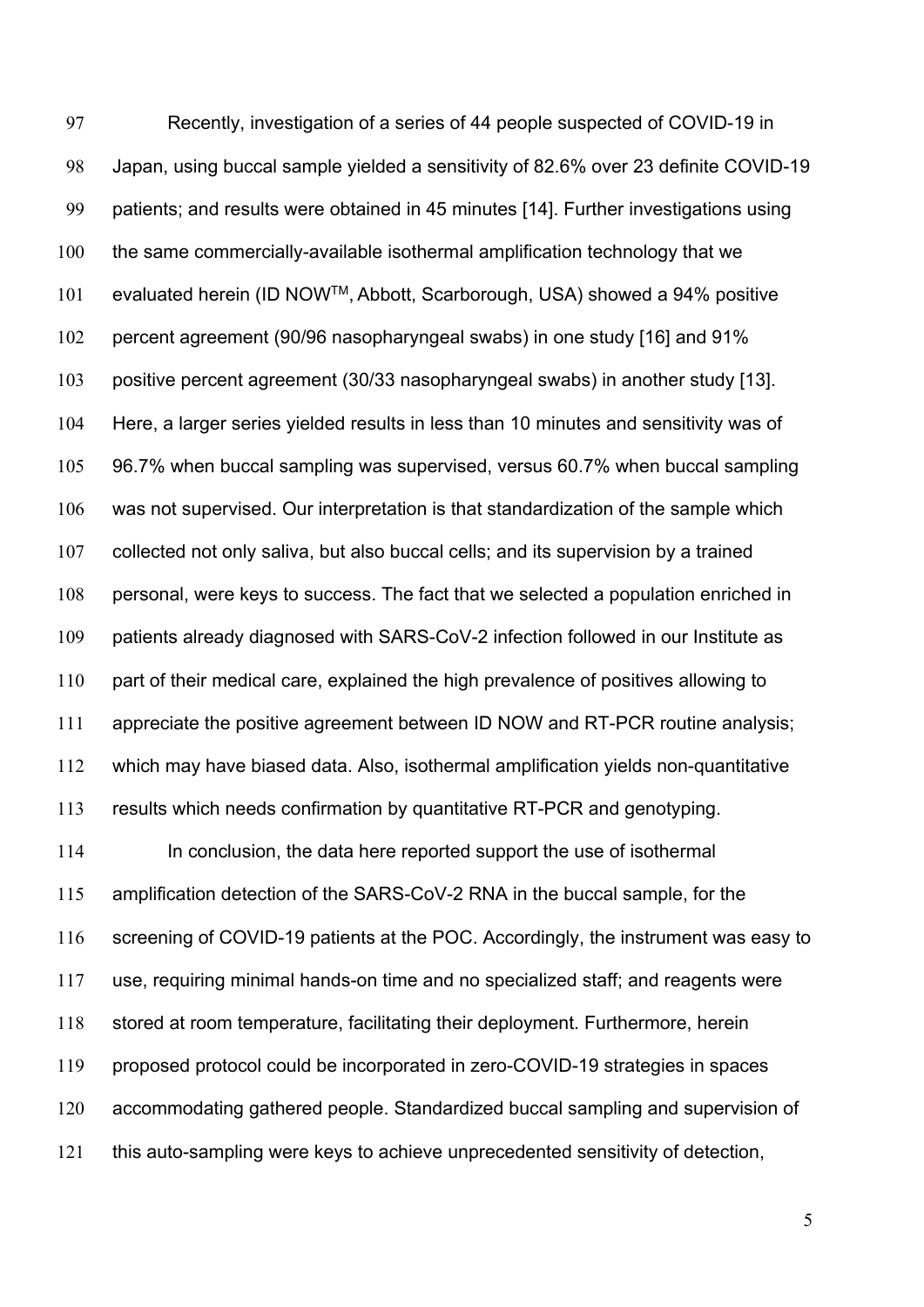Recently, investigation of a series of 44 people suspected of COVID-19 in Japan, using buccal sample yielded a sensitivity of 82.6% over 23 definite COVID-19 patients; and results were obtained in 45 minutes [14]. Further investigations using the same commercially-available isothermal amplification technology that we evaluated herein (ID NOW™, Abbott, Scarborough, USA) showed a 94% positive percent agreement (90/96 nasopharyngeal swabs) in one study [16] and 91% positive percent agreement (30/33 nasopharyngeal swabs) in another study [13]. Here, a larger series yielded results in less than 10 minutes and sensitivity was of 96.7% when buccal sampling was supervised, versus 60.7% when buccal sampling was not supervised. Our interpretation is that standardization of the sample which collected not only saliva, but also buccal cells; and its supervision by a trained personal, were keys to success. The fact that we selected a population enriched in patients already diagnosed with SARS-CoV-2 infection followed in our Institute as part of their medical care, explained the high prevalence of positives allowing to appreciate the positive agreement between ID NOW and RT-PCR routine analysis; which may have biased data. Also, isothermal amplification yields non-quantitative results which needs confirmation by quantitative RT-PCR and genotyping.

In conclusion, the data here reported support the use of isothermal amplification detection of the SARS-CoV-2 RNA in the buccal sample, for the screening of COVID-19 patients at the POC. Accordingly, the instrument was easy to use, requiring minimal hands-on time and no specialized staff; and reagents were stored at room temperature, facilitating their deployment. Furthermore, herein proposed protocol could be incorporated in zero-COVID-19 strategies in spaces accommodating gathered people. Standardized buccal sampling and supervision of this auto-sampling were keys to achieve unprecedented sensitivity of detection,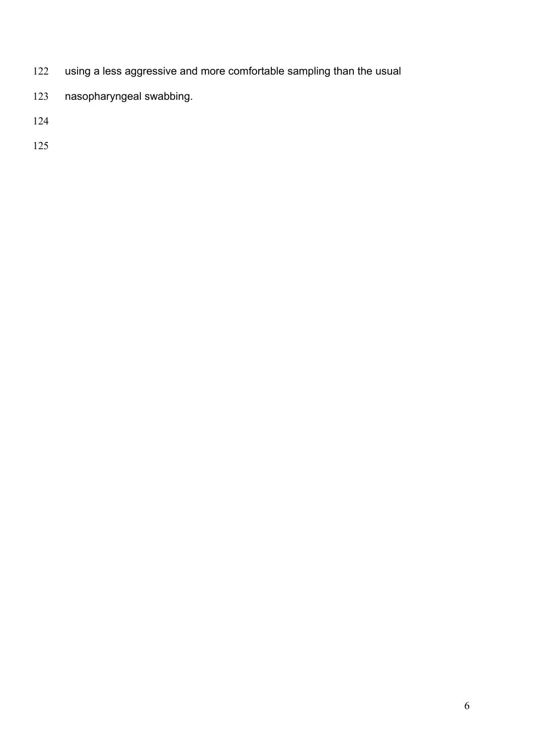using a less aggressive and more comfortable sampling than the usual nasopharyngeal swabbing.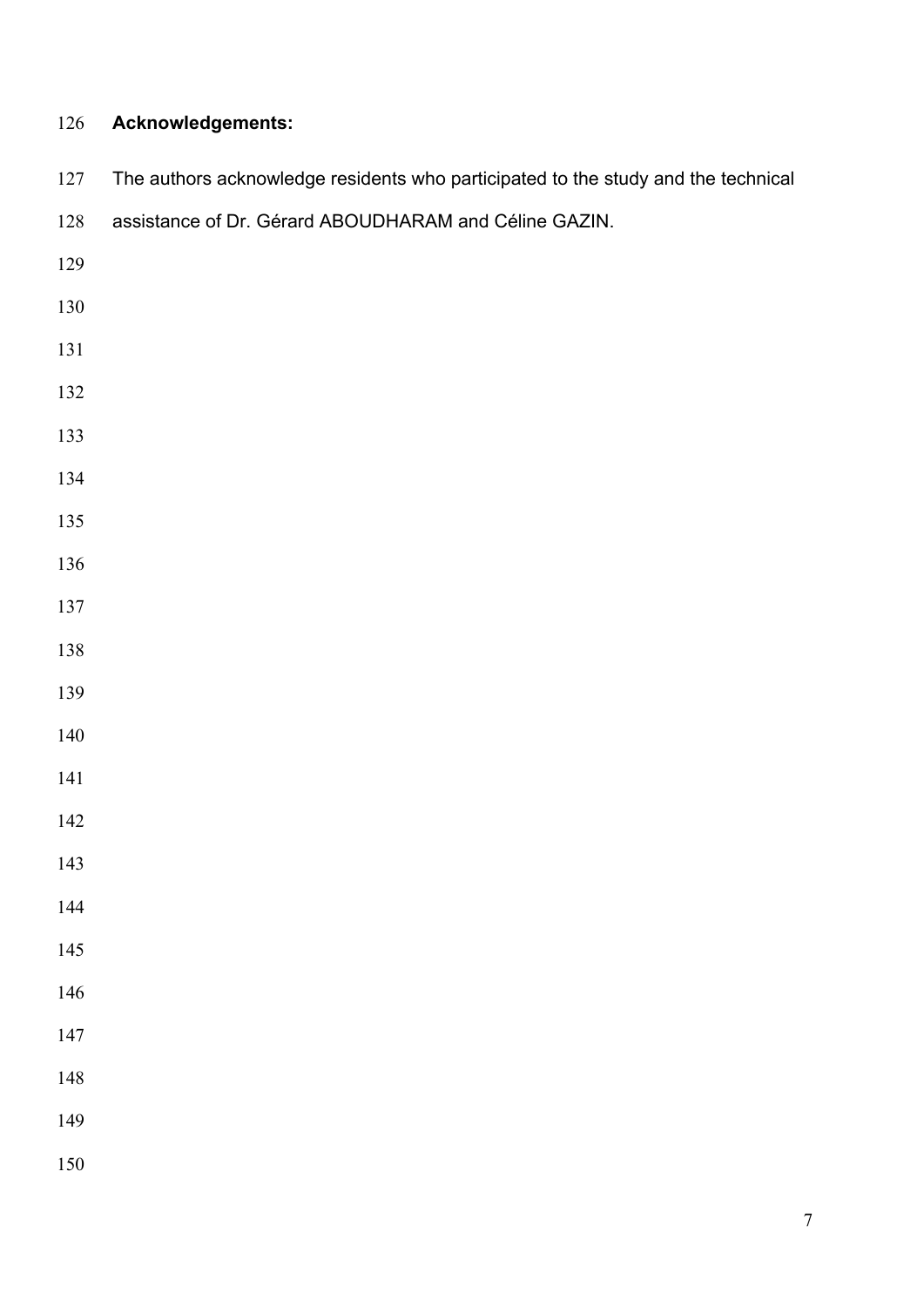## Acknowledgements:

The authors acknowledge residents who participated to the study and the technical assistance of Dr. Gérard ABOUDHARAM and Céline GAZIN.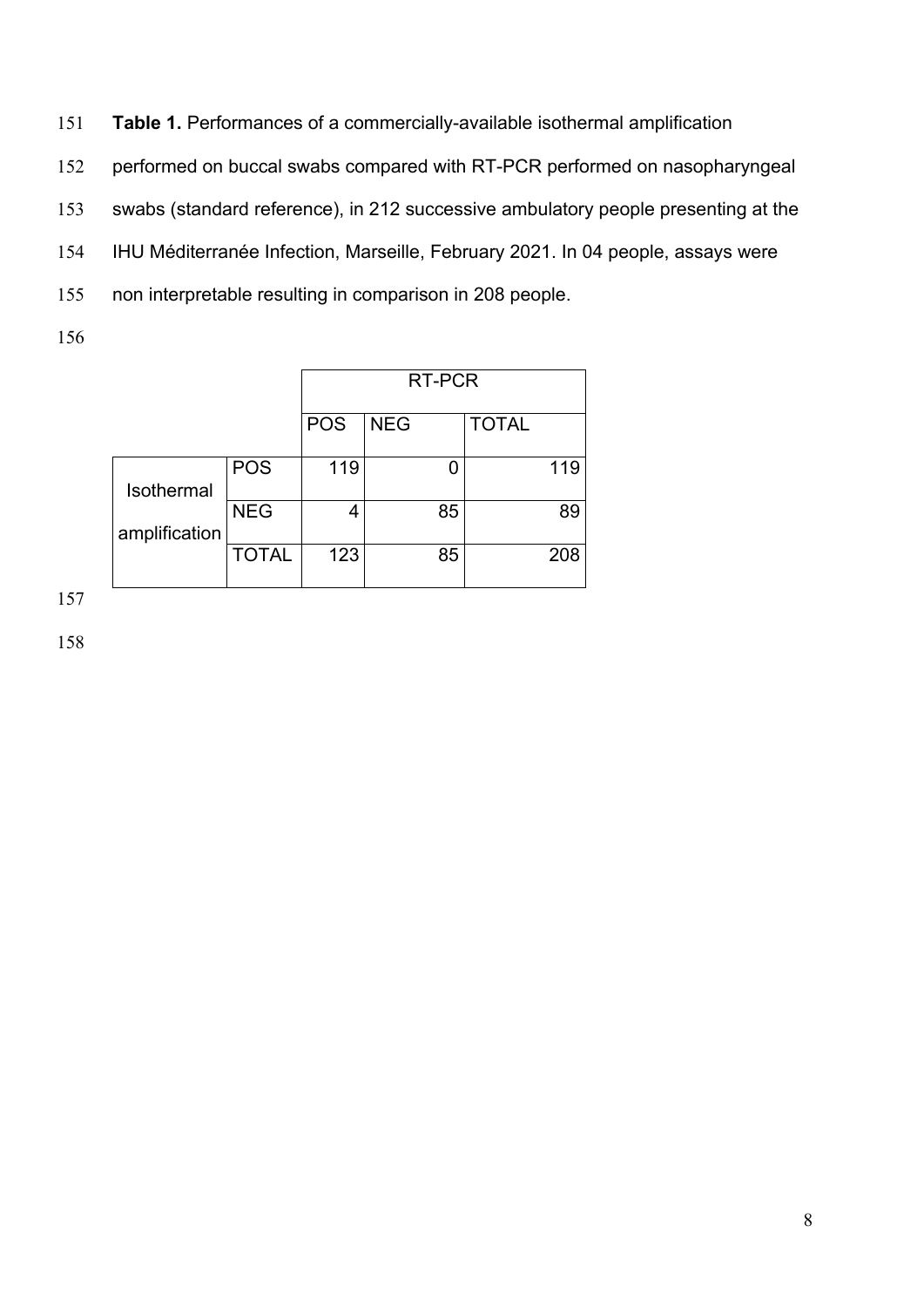**Table 1.** Performances of a commercially-available isothermal amplification performed on buccal swabs compared with RT-PCR performed on nasopharyngeal swabs (standard reference), in 212 successive ambulatory people presenting at the IHU Méditerranée Infection, Marseille, February 2021. In 04 people, assays were non interpretable resulting in comparison in 208 people.

| | | RT-PCR | | |
|---|---|---|---|---|
| | | POS | NEG | TOTAL |
| Isothermal amplification | POS | 119 | 0 | 119 |
| | NEG | 4 | 85 | 89 |
| | TOTAL | 123 | 85 | 208 |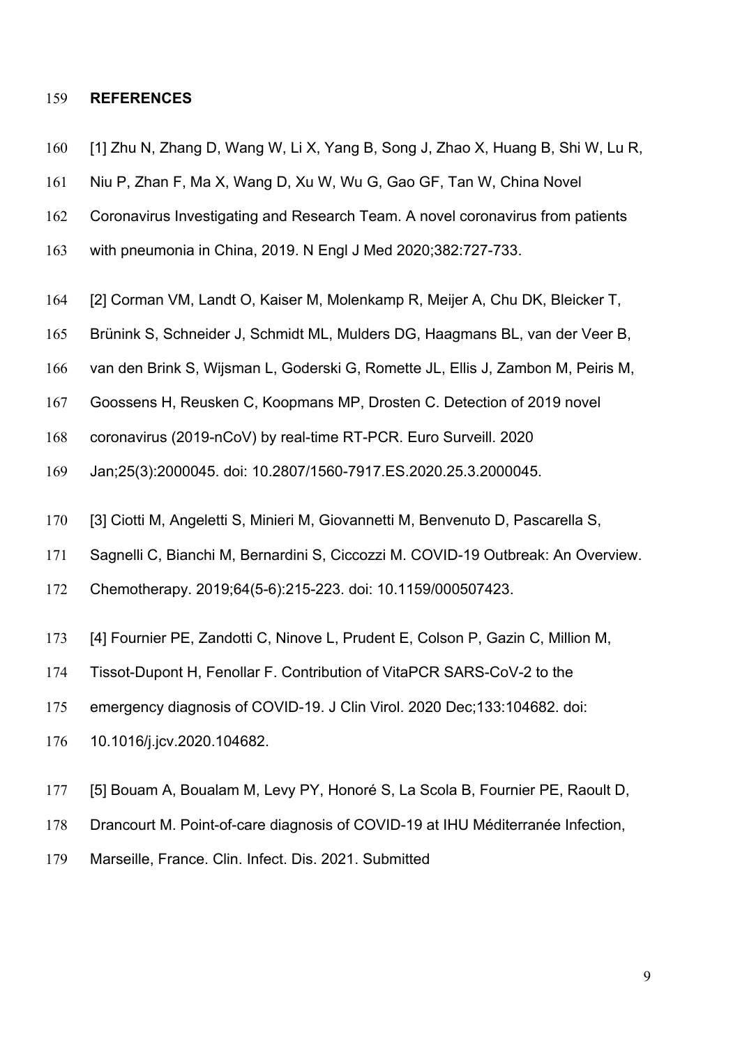## REFERENCES

[1] Zhu N, Zhang D, Wang W, Li X, Yang B, Song J, Zhao X, Huang B, Shi W, Lu R, Niu P, Zhan F, Ma X, Wang D, Xu W, Wu G, Gao GF, Tan W, China Novel Coronavirus Investigating and Research Team. A novel coronavirus from patients with pneumonia in China, 2019. N Engl J Med 2020;382:727-733.

[2] Corman VM, Landt O, Kaiser M, Molenkamp R, Meijer A, Chu DK, Bleicker T, Brünink S, Schneider J, Schmidt ML, Mulders DG, Haagmans BL, van der Veer B, van den Brink S, Wijsman L, Goderski G, Romette JL, Ellis J, Zambon M, Peiris M, Goossens H, Reusken C, Koopmans MP, Drosten C. Detection of 2019 novel coronavirus (2019-nCoV) by real-time RT-PCR. Euro Surveill. 2020 Jan;25(3):2000045. doi: 10.2807/1560-7917.ES.2020.25.3.2000045.

[3] Ciotti M, Angeletti S, Minieri M, Giovannetti M, Benvenuto D, Pascarella S, Sagnelli C, Bianchi M, Bernardini S, Ciccozzi M. COVID-19 Outbreak: An Overview. Chemotherapy. 2019;64(5-6):215-223. doi: 10.1159/000507423.

[4] Fournier PE, Zandotti C, Ninove L, Prudent E, Colson P, Gazin C, Million M, Tissot-Dupont H, Fenollar F. Contribution of VitaPCR SARS-CoV-2 to the emergency diagnosis of COVID-19. J Clin Virol. 2020 Dec;133:104682. doi: 10.1016/j.jcv.2020.104682.

[5] Bouam A, Boualam M, Levy PY, Honoré S, La Scola B, Fournier PE, Raoult D, Drancourt M. Point-of-care diagnosis of COVID-19 at IHU Méditerranée Infection, Marseille, France. Clin. Infect. Dis. 2021. Submitted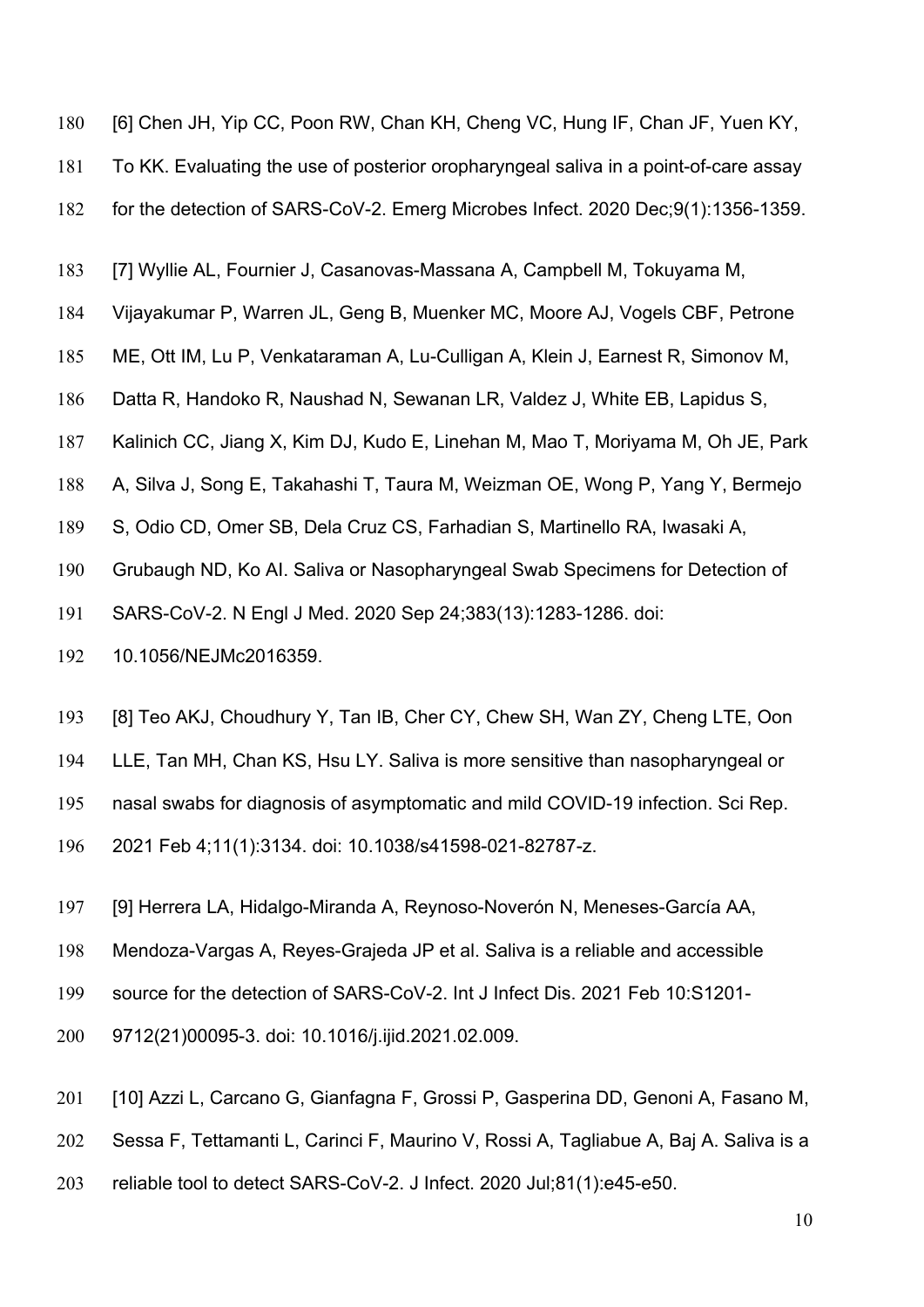[6] Chen JH, Yip CC, Poon RW, Chan KH, Cheng VC, Hung IF, Chan JF, Yuen KY, To KK. Evaluating the use of posterior oropharyngeal saliva in a point-of-care assay for the detection of SARS-CoV-2. Emerg Microbes Infect. 2020 Dec;9(1):1356-1359.

[7] Wyllie AL, Fournier J, Casanovas-Massana A, Campbell M, Tokuyama M, Vijayakumar P, Warren JL, Geng B, Muenker MC, Moore AJ, Vogels CBF, Petrone ME, Ott IM, Lu P, Venkataraman A, Lu-Culligan A, Klein J, Earnest R, Simonov M, Datta R, Handoko R, Naushad N, Sewanan LR, Valdez J, White EB, Lapidus S, Kalinich CC, Jiang X, Kim DJ, Kudo E, Linehan M, Mao T, Moriyama M, Oh JE, Park A, Silva J, Song E, Takahashi T, Taura M, Weizman OE, Wong P, Yang Y, Bermejo S, Odio CD, Omer SB, Dela Cruz CS, Farhadian S, Martinello RA, Iwasaki A, Grubaugh ND, Ko AI. Saliva or Nasopharyngeal Swab Specimens for Detection of SARS-CoV-2. N Engl J Med. 2020 Sep 24;383(13):1283-1286. doi: 10.1056/NEJMc2016359.

[8] Teo AKJ, Choudhury Y, Tan IB, Cher CY, Chew SH, Wan ZY, Cheng LTE, Oon LLE, Tan MH, Chan KS, Hsu LY. Saliva is more sensitive than nasopharyngeal or nasal swabs for diagnosis of asymptomatic and mild COVID-19 infection. Sci Rep. 2021 Feb 4;11(1):3134. doi: 10.1038/s41598-021-82787-z.

[9] Herrera LA, Hidalgo-Miranda A, Reynoso-Noverón N, Meneses-García AA, Mendoza-Vargas A, Reyes-Grajeda JP et al. Saliva is a reliable and accessible source for the detection of SARS-CoV-2. Int J Infect Dis. 2021 Feb 10:S1201-9712(21)00095-3. doi: 10.1016/j.ijid.2021.02.009.

[10] Azzi L, Carcano G, Gianfagna F, Grossi P, Gasperina DD, Genoni A, Fasano M, Sessa F, Tettamanti L, Carinci F, Maurino V, Rossi A, Tagliabue A, Baj A. Saliva is a reliable tool to detect SARS-CoV-2. J Infect. 2020 Jul;81(1):e45-e50.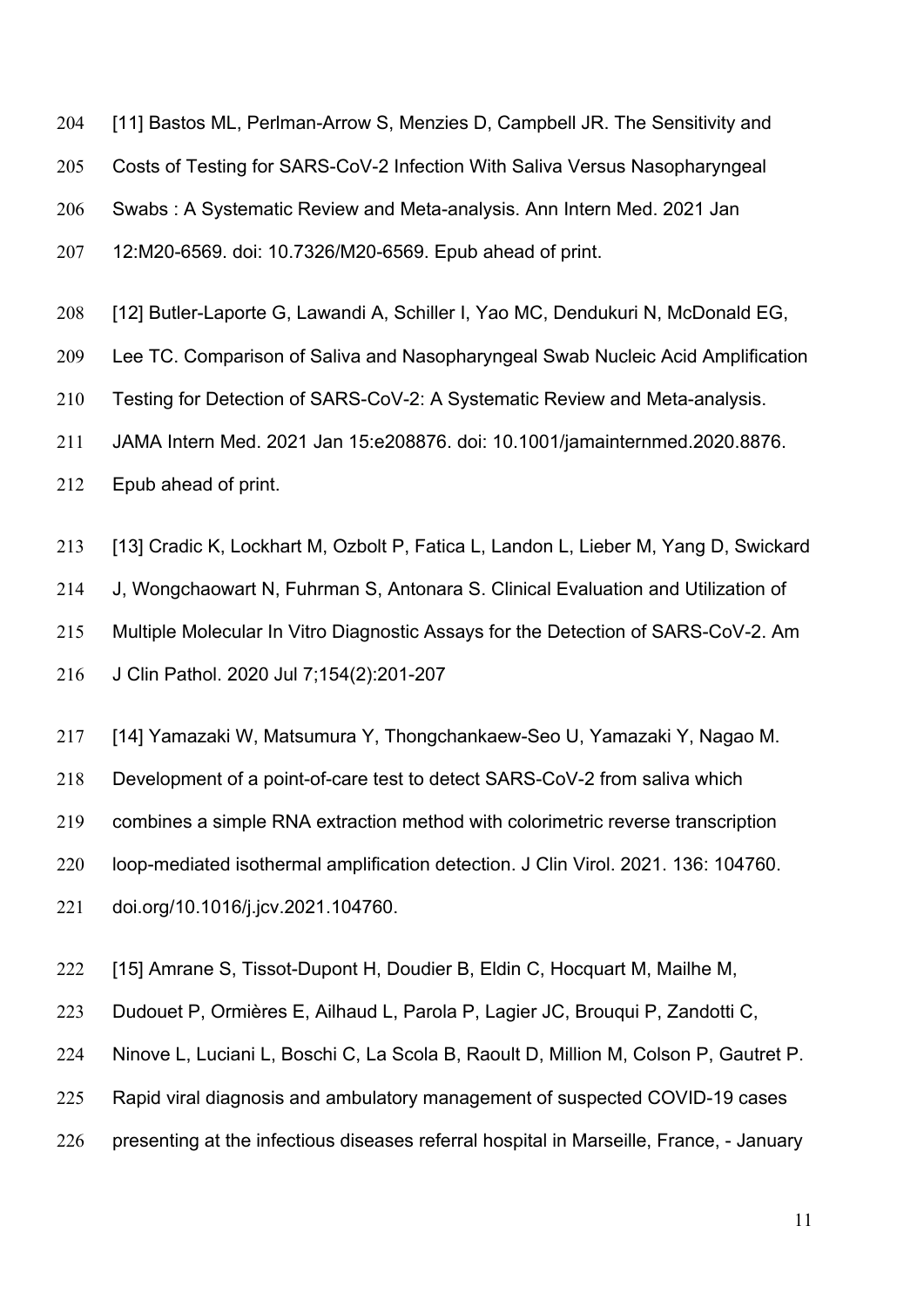[11] Bastos ML, Perlman-Arrow S, Menzies D, Campbell JR. The Sensitivity and Costs of Testing for SARS-CoV-2 Infection With Saliva Versus Nasopharyngeal Swabs : A Systematic Review and Meta-analysis. Ann Intern Med. 2021 Jan 12:M20-6569. doi: 10.7326/M20-6569. Epub ahead of print.

[12] Butler-Laporte G, Lawandi A, Schiller I, Yao MC, Dendukuri N, McDonald EG, Lee TC. Comparison of Saliva and Nasopharyngeal Swab Nucleic Acid Amplification Testing for Detection of SARS-CoV-2: A Systematic Review and Meta-analysis. JAMA Intern Med. 2021 Jan 15:e208876. doi: 10.1001/jamainternmed.2020.8876. Epub ahead of print.

[13] Cradic K, Lockhart M, Ozbolt P, Fatica L, Landon L, Lieber M, Yang D, Swickard J, Wongchaowart N, Fuhrman S, Antonara S. Clinical Evaluation and Utilization of Multiple Molecular In Vitro Diagnostic Assays for the Detection of SARS-CoV-2. Am J Clin Pathol. 2020 Jul 7;154(2):201-207

[14] Yamazaki W, Matsumura Y, Thongchankaew-Seo U, Yamazaki Y, Nagao M. Development of a point-of-care test to detect SARS-CoV-2 from saliva which combines a simple RNA extraction method with colorimetric reverse transcription loop-mediated isothermal amplification detection. J Clin Virol. 2021. 136: 104760. doi.org/10.1016/j.jcv.2021.104760.

[15] Amrane S, Tissot-Dupont H, Doudier B, Eldin C, Hocquart M, Mailhe M, Dudouet P, Ormières E, Ailhaud L, Parola P, Lagier JC, Brouqui P, Zandotti C, Ninove L, Luciani L, Boschi C, La Scola B, Raoult D, Million M, Colson P, Gautret P. Rapid viral diagnosis and ambulatory management of suspected COVID-19 cases presenting at the infectious diseases referral hospital in Marseille, France, - January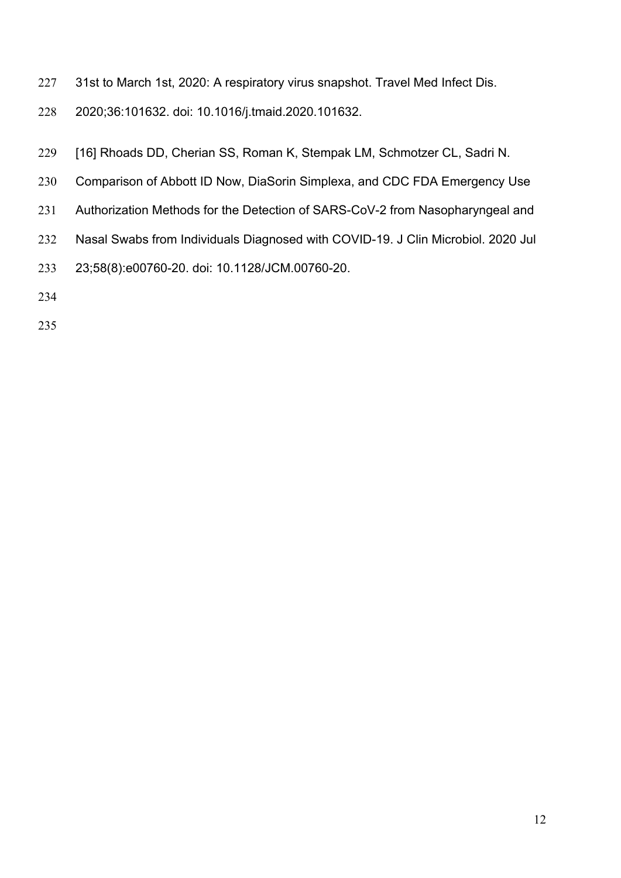31st to March 1st, 2020: A respiratory virus snapshot. Travel Med Infect Dis. 2020;36:101632. doi: 10.1016/j.tmaid.2020.101632.

[16] Rhoads DD, Cherian SS, Roman K, Stempak LM, Schmotzer CL, Sadri N. Comparison of Abbott ID Now, DiaSorin Simplexa, and CDC FDA Emergency Use Authorization Methods for the Detection of SARS-CoV-2 from Nasopharyngeal and Nasal Swabs from Individuals Diagnosed with COVID-19. J Clin Microbiol. 2020 Jul 23;58(8):e00760-20. doi: 10.1128/JCM.00760-20.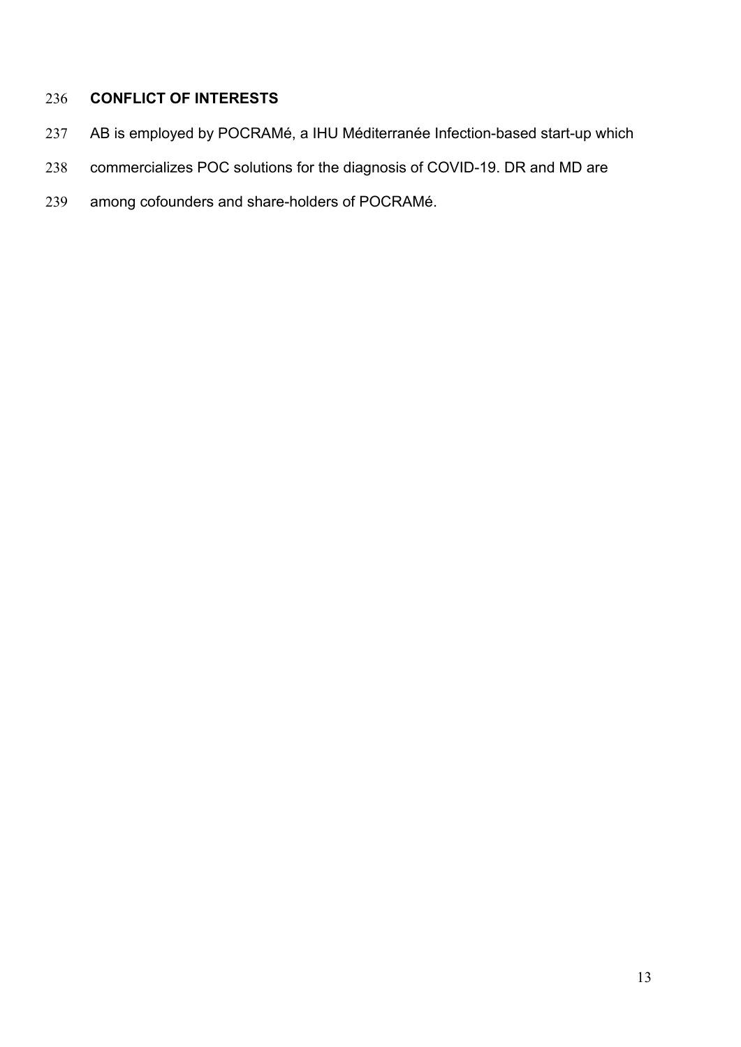## CONFLICT OF INTERESTS

AB is employed by POCRAMé, a IHU Méditerranée Infection-based start-up which commercializes POC solutions for the diagnosis of COVID-19. DR and MD are among cofounders and share-holders of POCRAMé.